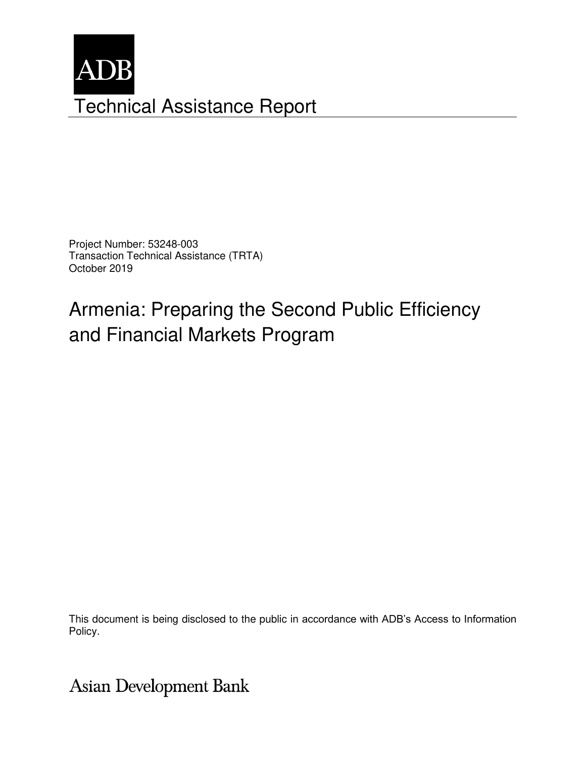ADB

# Technical Assistance Report

Project Number: 53248-003
Transaction Technical Assistance (TRTA)
October 2019

## Armenia: Preparing the Second Public Efficiency and Financial Markets Program

This document is being disclosed to the public in accordance with ADB's Access to Information Policy.

Asian Development Bank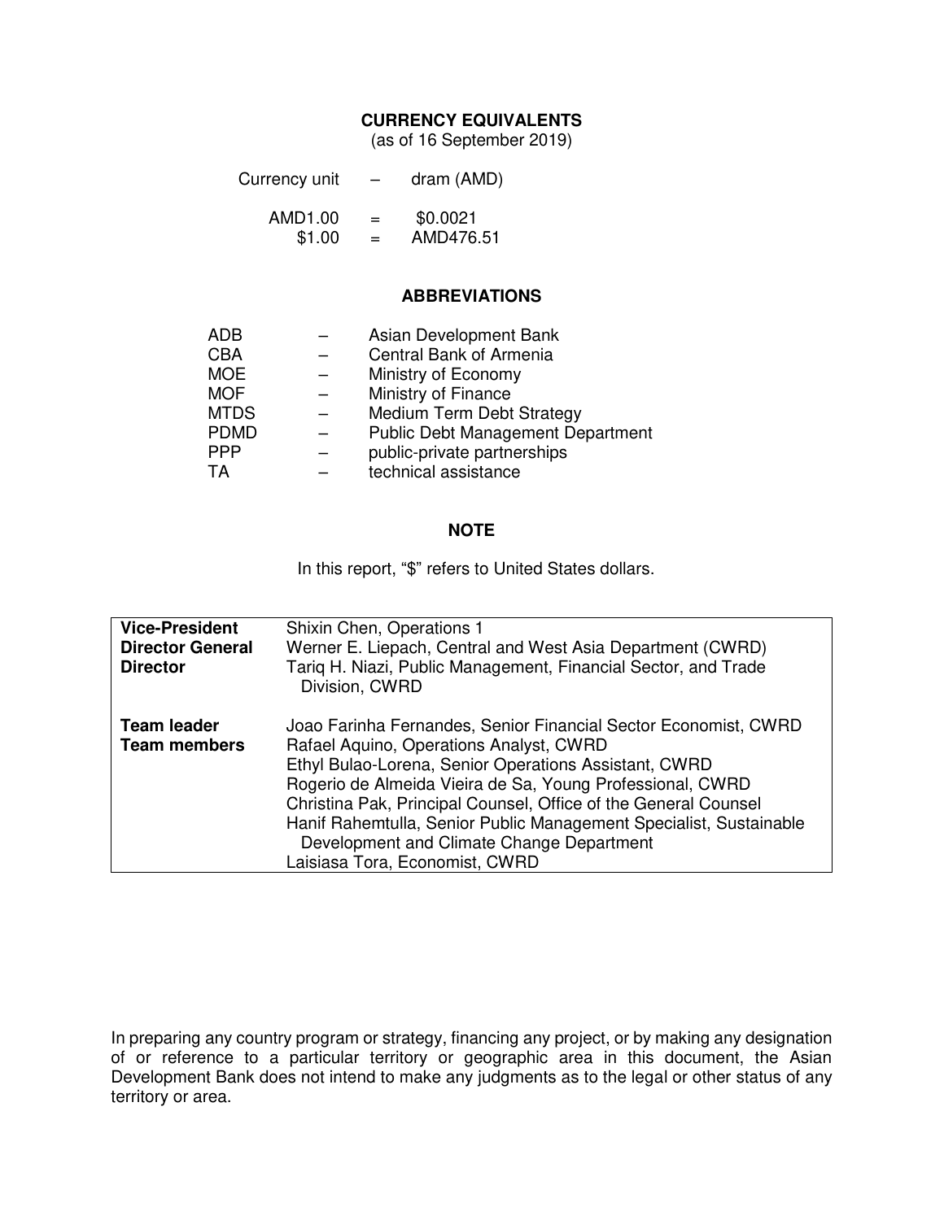## CURRENCY EQUIVALENTS

(as of 16 September 2019)

| | | |
|---|---|---|
| Currency unit | – | dram (AMD) |
| AMD1.00 | = | $0.0021 |
| $1.00 | = | AMD476.51 |

## ABBREVIATIONS

| | | |
|---|---|---|
| ADB | – | Asian Development Bank |
| CBA | – | Central Bank of Armenia |
| MOE | – | Ministry of Economy |
| MOF | – | Ministry of Finance |
| MTDS | – | Medium Term Debt Strategy |
| PDMD | – | Public Debt Management Department |
| PPP | – | public-private partnerships |
| TA | – | technical assistance |

## NOTE

In this report, "$" refers to United States dollars.

| | |
|---|---|
| **Vice-President** | Shixin Chen, Operations 1 |
| **Director General** | Werner E. Liepach, Central and West Asia Department (CWRD) |
| **Director** | Tariq H. Niazi, Public Management, Financial Sector, and Trade Division, CWRD |
| **Team leader** | Joao Farinha Fernandes, Senior Financial Sector Economist, CWRD |
| **Team members** | Rafael Aquino, Operations Analyst, CWRD<br>Ethyl Bulao-Lorena, Senior Operations Assistant, CWRD<br>Rogerio de Almeida Vieira de Sa, Young Professional, CWRD<br>Christina Pak, Principal Counsel, Office of the General Counsel<br>Hanif Rahemtulla, Senior Public Management Specialist, Sustainable Development and Climate Change Department<br>Laisiasa Tora, Economist, CWRD |

In preparing any country program or strategy, financing any project, or by making any designation of or reference to a particular territory or geographic area in this document, the Asian Development Bank does not intend to make any judgments as to the legal or other status of any territory or area.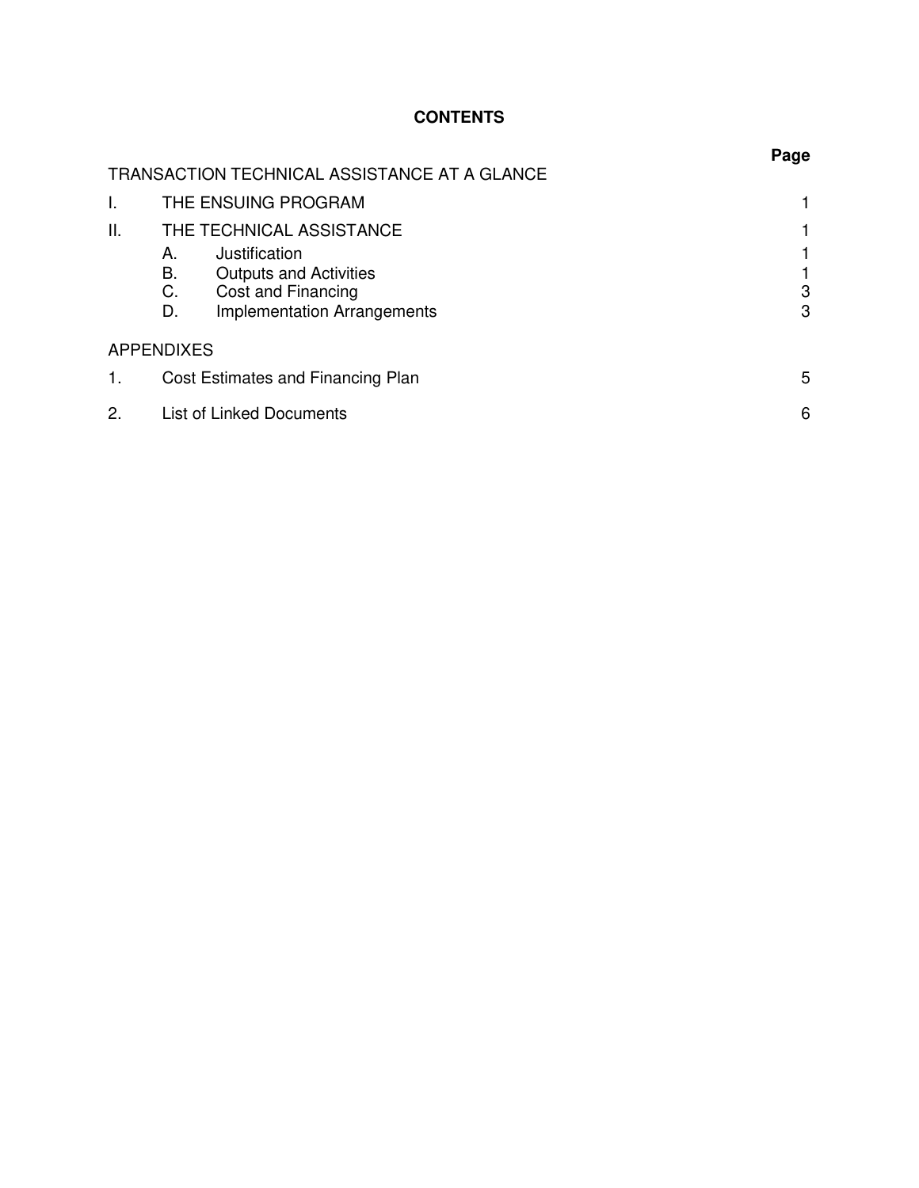# CONTENTS

| | | Page |
|---|---|---|
| TRANSACTION TECHNICAL ASSISTANCE AT A GLANCE | | |
| I. | THE ENSUING PROGRAM | 1 |
| II. | THE TECHNICAL ASSISTANCE | 1 |
| | A. Justification | 1 |
| | B. Outputs and Activities | 1 |
| | C. Cost and Financing | 3 |
| | D. Implementation Arrangements | 3 |
| APPENDIXES | | |
| 1. | Cost Estimates and Financing Plan | 5 |
| 2. | List of Linked Documents | 6 |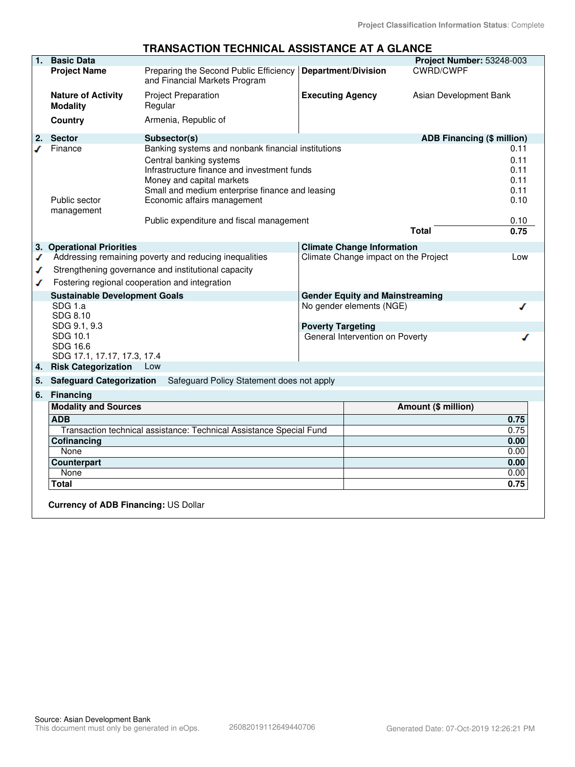Project Classification Information Status: Complete

## TRANSACTION TECHNICAL ASSISTANCE AT A GLANCE

**1. Basic Data** — **Project Number:** 53248-003

| | | | |
|---|---|---|---|
| **Project Name** | Preparing the Second Public Efficiency and Financial Markets Program | **Department/Division** | CWRD/CWPF |
| **Nature of Activity** | Project Preparation | **Executing Agency** | Asian Development Bank |
| **Modality** | Regular | | |
| **Country** | Armenia, Republic of | | |

**2. Sector**

| | Sector | Subsector(s) | ADB Financing ($ million) |
|---|---|---|---|
| ✓ | Finance | Banking systems and nonbank financial institutions | 0.11 |
| | | Central banking systems | 0.11 |
| | | Infrastructure finance and investment funds | 0.11 |
| | | Money and capital markets | 0.11 |
| | | Small and medium enterprise finance and leasing | 0.11 |
| | Public sector management | Economic affairs management | 0.10 |
| | | Public expenditure and fiscal management | 0.10 |
| | | **Total** | **0.75** |

**3. Operational Priorities**

- ✓ Addressing remaining poverty and reducing inequalities
- ✓ Strengthening governance and institutional capacity
- ✓ Fostering regional cooperation and integration

**Climate Change Information**

Climate Change impact on the Project: Low

**Sustainable Development Goals**

SDG 1.a
SDG 8.10
SDG 9.1, 9.3
SDG 10.1
SDG 16.6
SDG 17.1, 17.17, 17.3, 17.4

**Gender Equity and Mainstreaming**

No gender elements (NGE) ✓

**Poverty Targeting**

General Intervention on Poverty ✓

**4. Risk Categorization** Low

**5. Safeguard Categorization** Safeguard Policy Statement does not apply

**6. Financing**

| Modality and Sources | Amount ($ million) |
|---|---|
| **ADB** | **0.75** |
| Transaction technical assistance: Technical Assistance Special Fund | 0.75 |
| **Cofinancing** | **0.00** |
| None | 0.00 |
| **Counterpart** | **0.00** |
| None | 0.00 |
| **Total** | **0.75** |

**Currency of ADB Financing:** US Dollar

Source: Asian Development Bank
This document must only be generated in eOps. 26082019112649440706 Generated Date: 07-Oct-2019 12:26:21 PM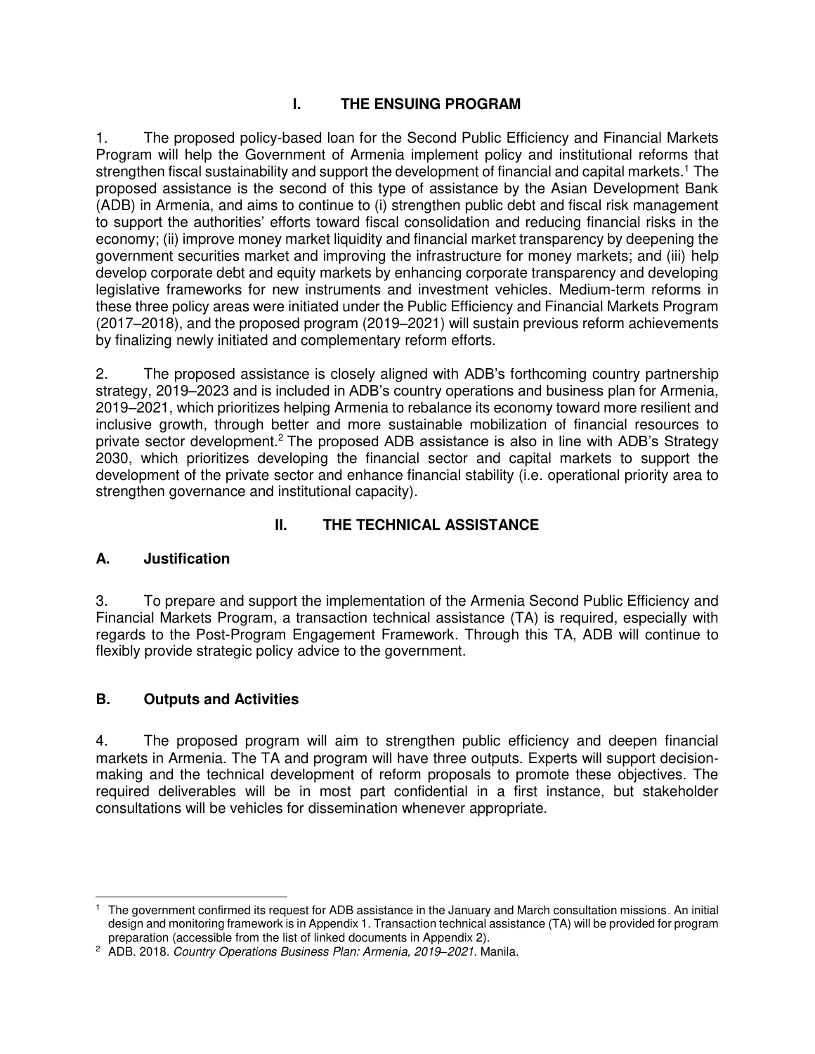# I. THE ENSUING PROGRAM

1. The proposed policy-based loan for the Second Public Efficiency and Financial Markets Program will help the Government of Armenia implement policy and institutional reforms that strengthen fiscal sustainability and support the development of financial and capital markets.[1] The proposed assistance is the second of this type of assistance by the Asian Development Bank (ADB) in Armenia, and aims to continue to (i) strengthen public debt and fiscal risk management to support the authorities' efforts toward fiscal consolidation and reducing financial risks in the economy; (ii) improve money market liquidity and financial market transparency by deepening the government securities market and improving the infrastructure for money markets; and (iii) help develop corporate debt and equity markets by enhancing corporate transparency and developing legislative frameworks for new instruments and investment vehicles. Medium-term reforms in these three policy areas were initiated under the Public Efficiency and Financial Markets Program (2017–2018), and the proposed program (2019–2021) will sustain previous reform achievements by finalizing newly initiated and complementary reform efforts.

2. The proposed assistance is closely aligned with ADB's forthcoming country partnership strategy, 2019–2023 and is included in ADB's country operations and business plan for Armenia, 2019–2021, which prioritizes helping Armenia to rebalance its economy toward more resilient and inclusive growth, through better and more sustainable mobilization of financial resources to private sector development.[2] The proposed ADB assistance is also in line with ADB's Strategy 2030, which prioritizes developing the financial sector and capital markets to support the development of the private sector and enhance financial stability (i.e. operational priority area to strengthen governance and institutional capacity).

# II. THE TECHNICAL ASSISTANCE

## A. Justification

3. To prepare and support the implementation of the Armenia Second Public Efficiency and Financial Markets Program, a transaction technical assistance (TA) is required, especially with regards to the Post-Program Engagement Framework. Through this TA, ADB will continue to flexibly provide strategic policy advice to the government.

## B. Outputs and Activities

4. The proposed program will aim to strengthen public efficiency and deepen financial markets in Armenia. The TA and program will have three outputs. Experts will support decision-making and the technical development of reform proposals to promote these objectives. The required deliverables will be in most part confidential in a first instance, but stakeholder consultations will be vehicles for dissemination whenever appropriate.

---

[1] The government confirmed its request for ADB assistance in the January and March consultation missions. An initial design and monitoring framework is in Appendix 1. Transaction technical assistance (TA) will be provided for program preparation (accessible from the list of linked documents in Appendix 2).

[2] ADB. 2018. *Country Operations Business Plan: Armenia, 2019–2021*. Manila.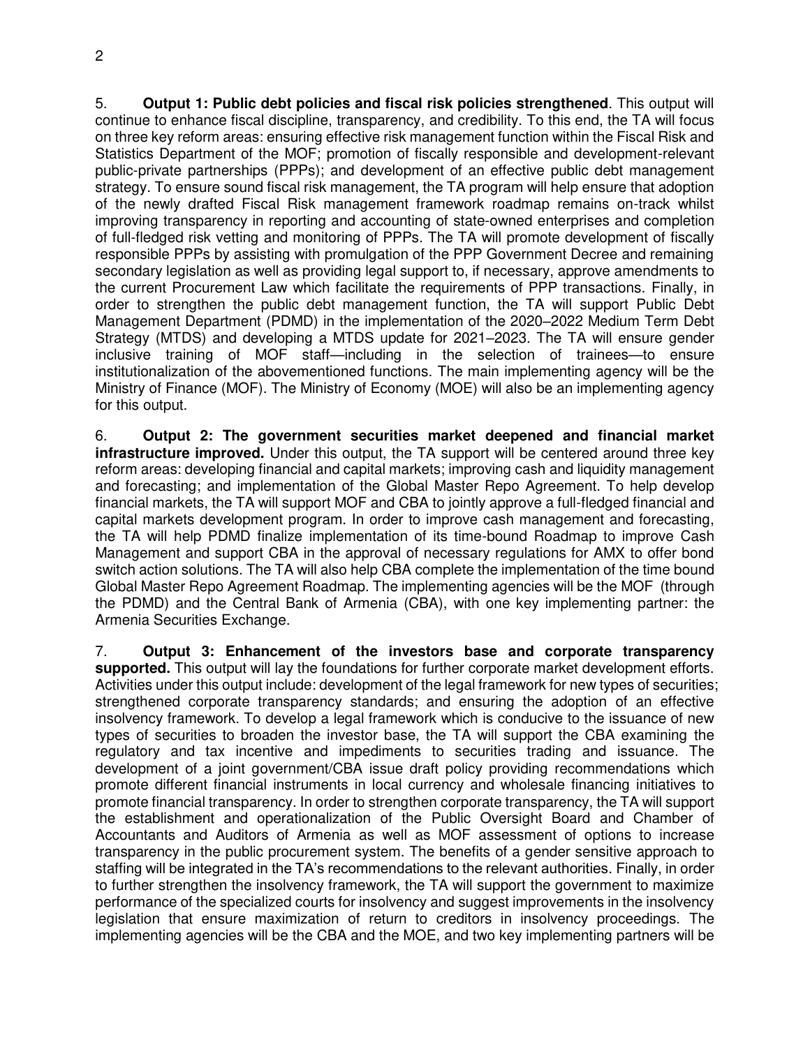5. **Output 1: Public debt policies and fiscal risk policies strengthened**. This output will continue to enhance fiscal discipline, transparency, and credibility. To this end, the TA will focus on three key reform areas: ensuring effective risk management function within the Fiscal Risk and Statistics Department of the MOF; promotion of fiscally responsible and development-relevant public-private partnerships (PPPs); and development of an effective public debt management strategy. To ensure sound fiscal risk management, the TA program will help ensure that adoption of the newly drafted Fiscal Risk management framework roadmap remains on-track whilst improving transparency in reporting and accounting of state-owned enterprises and completion of full-fledged risk vetting and monitoring of PPPs. The TA will promote development of fiscally responsible PPPs by assisting with promulgation of the PPP Government Decree and remaining secondary legislation as well as providing legal support to, if necessary, approve amendments to the current Procurement Law which facilitate the requirements of PPP transactions. Finally, in order to strengthen the public debt management function, the TA will support Public Debt Management Department (PDMD) in the implementation of the 2020–2022 Medium Term Debt Strategy (MTDS) and developing a MTDS update for 2021–2023. The TA will ensure gender inclusive training of MOF staff—including in the selection of trainees—to ensure institutionalization of the abovementioned functions. The main implementing agency will be the Ministry of Finance (MOF). The Ministry of Economy (MOE) will also be an implementing agency for this output.

6. **Output 2: The government securities market deepened and financial market infrastructure improved.** Under this output, the TA support will be centered around three key reform areas: developing financial and capital markets; improving cash and liquidity management and forecasting; and implementation of the Global Master Repo Agreement. To help develop financial markets, the TA will support MOF and CBA to jointly approve a full-fledged financial and capital markets development program. In order to improve cash management and forecasting, the TA will help PDMD finalize implementation of its time-bound Roadmap to improve Cash Management and support CBA in the approval of necessary regulations for AMX to offer bond switch action solutions. The TA will also help CBA complete the implementation of the time bound Global Master Repo Agreement Roadmap. The implementing agencies will be the MOF (through the PDMD) and the Central Bank of Armenia (CBA), with one key implementing partner: the Armenia Securities Exchange.

7. **Output 3: Enhancement of the investors base and corporate transparency supported.** This output will lay the foundations for further corporate market development efforts. Activities under this output include: development of the legal framework for new types of securities; strengthened corporate transparency standards; and ensuring the adoption of an effective insolvency framework. To develop a legal framework which is conducive to the issuance of new types of securities to broaden the investor base, the TA will support the CBA examining the regulatory and tax incentive and impediments to securities trading and issuance. The development of a joint government/CBA issue draft policy providing recommendations which promote different financial instruments in local currency and wholesale financing initiatives to promote financial transparency. In order to strengthen corporate transparency, the TA will support the establishment and operationalization of the Public Oversight Board and Chamber of Accountants and Auditors of Armenia as well as MOF assessment of options to increase transparency in the public procurement system. The benefits of a gender sensitive approach to staffing will be integrated in the TA's recommendations to the relevant authorities. Finally, in order to further strengthen the insolvency framework, the TA will support the government to maximize performance of the specialized courts for insolvency and suggest improvements in the insolvency legislation that ensure maximization of return to creditors in insolvency proceedings. The implementing agencies will be the CBA and the MOE, and two key implementing partners will be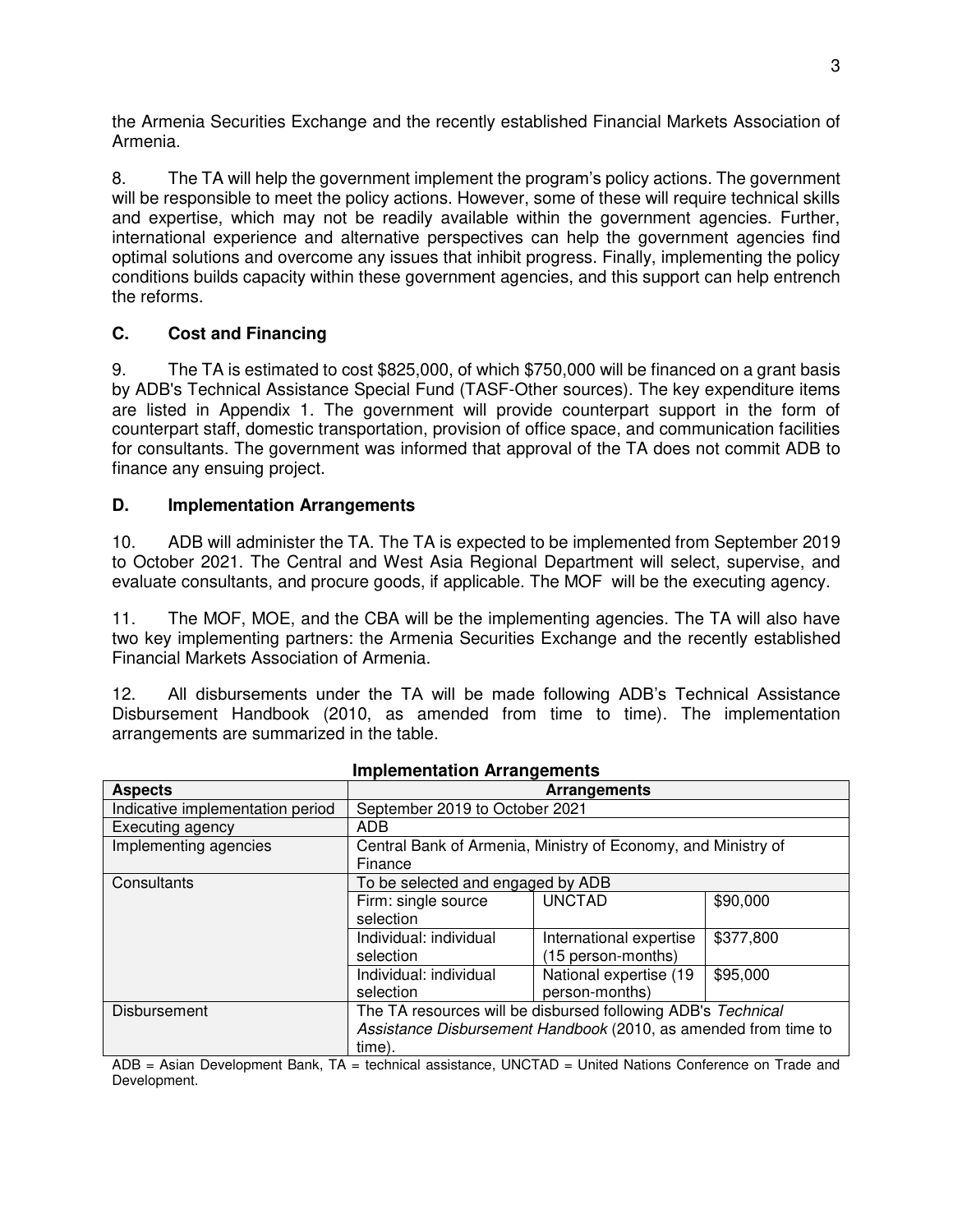the Armenia Securities Exchange and the recently established Financial Markets Association of Armenia.

8. The TA will help the government implement the program's policy actions. The government will be responsible to meet the policy actions. However, some of these will require technical skills and expertise, which may not be readily available within the government agencies. Further, international experience and alternative perspectives can help the government agencies find optimal solutions and overcome any issues that inhibit progress. Finally, implementing the policy conditions builds capacity within these government agencies, and this support can help entrench the reforms.

### C. Cost and Financing

9. The TA is estimated to cost \$825,000, of which \$750,000 will be financed on a grant basis by ADB's Technical Assistance Special Fund (TASF-Other sources). The key expenditure items are listed in Appendix 1. The government will provide counterpart support in the form of counterpart staff, domestic transportation, provision of office space, and communication facilities for consultants. The government was informed that approval of the TA does not commit ADB to finance any ensuing project.

### D. Implementation Arrangements

10. ADB will administer the TA. The TA is expected to be implemented from September 2019 to October 2021. The Central and West Asia Regional Department will select, supervise, and evaluate consultants, and procure goods, if applicable. The MOF will be the executing agency.

11. The MOF, MOE, and the CBA will be the implementing agencies. The TA will also have two key implementing partners: the Armenia Securities Exchange and the recently established Financial Markets Association of Armenia.

12. All disbursements under the TA will be made following ADB's Technical Assistance Disbursement Handbook (2010, as amended from time to time). The implementation arrangements are summarized in the table.

**Implementation Arrangements**

| Aspects | Arrangements | | |
|---|---|---|---|
| Indicative implementation period | September 2019 to October 2021 | | |
| Executing agency | ADB | | |
| Implementing agencies | Central Bank of Armenia, Ministry of Economy, and Ministry of Finance | | |
| Consultants | To be selected and engaged by ADB | | |
| | Firm: single source selection | UNCTAD | \$90,000 |
| | Individual: individual selection | International expertise (15 person-months) | \$377,800 |
| | Individual: individual selection | National expertise (19 person-months) | \$95,000 |
| Disbursement | The TA resources will be disbursed following ADB's *Technical Assistance Disbursement Handbook* (2010, as amended from time to time). | | |

ADB = Asian Development Bank, TA = technical assistance, UNCTAD = United Nations Conference on Trade and Development.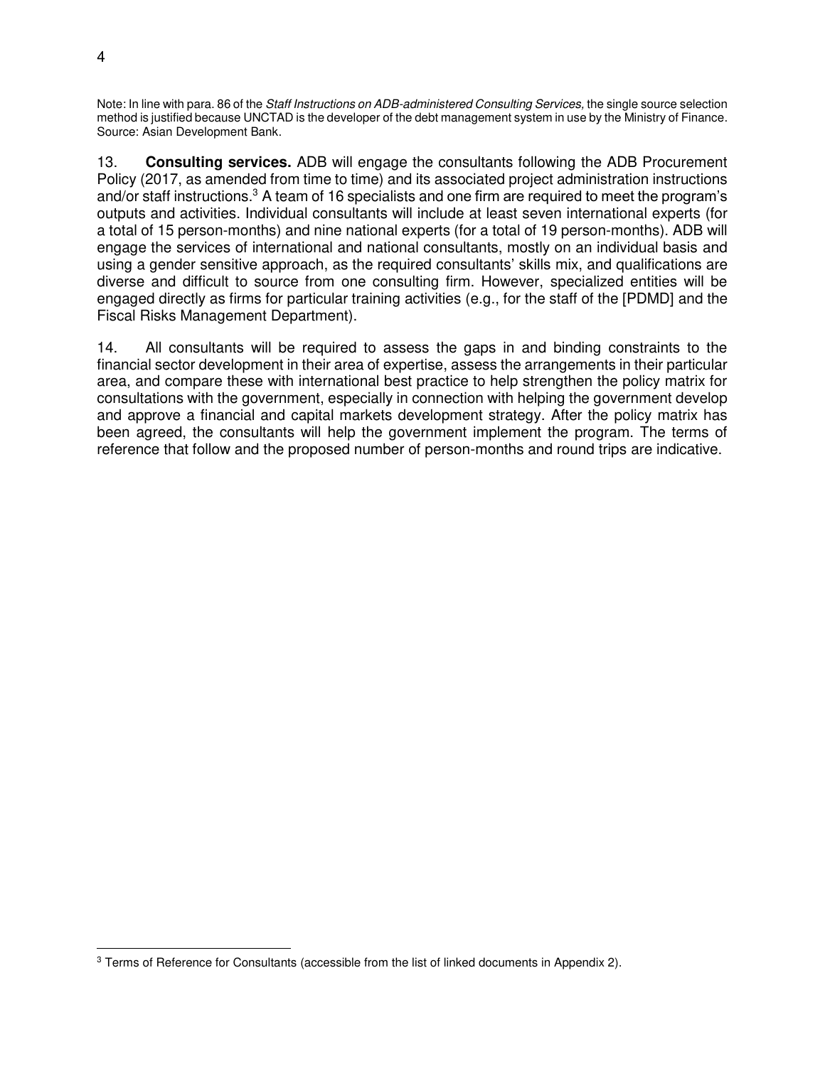Note: In line with para. 86 of the *Staff Instructions on ADB-administered Consulting Services,* the single source selection method is justified because UNCTAD is the developer of the debt management system in use by the Ministry of Finance.
Source: Asian Development Bank.

13. **Consulting services.** ADB will engage the consultants following the ADB Procurement Policy (2017, as amended from time to time) and its associated project administration instructions and/or staff instructions.[3] A team of 16 specialists and one firm are required to meet the program's outputs and activities. Individual consultants will include at least seven international experts (for a total of 15 person-months) and nine national experts (for a total of 19 person-months). ADB will engage the services of international and national consultants, mostly on an individual basis and using a gender sensitive approach, as the required consultants' skills mix, and qualifications are diverse and difficult to source from one consulting firm. However, specialized entities will be engaged directly as firms for particular training activities (e.g., for the staff of the [PDMD] and the Fiscal Risks Management Department).

14. All consultants will be required to assess the gaps in and binding constraints to the financial sector development in their area of expertise, assess the arrangements in their particular area, and compare these with international best practice to help strengthen the policy matrix for consultations with the government, especially in connection with helping the government develop and approve a financial and capital markets development strategy. After the policy matrix has been agreed, the consultants will help the government implement the program. The terms of reference that follow and the proposed number of person-months and round trips are indicative.

[3] Terms of Reference for Consultants (accessible from the list of linked documents in Appendix 2).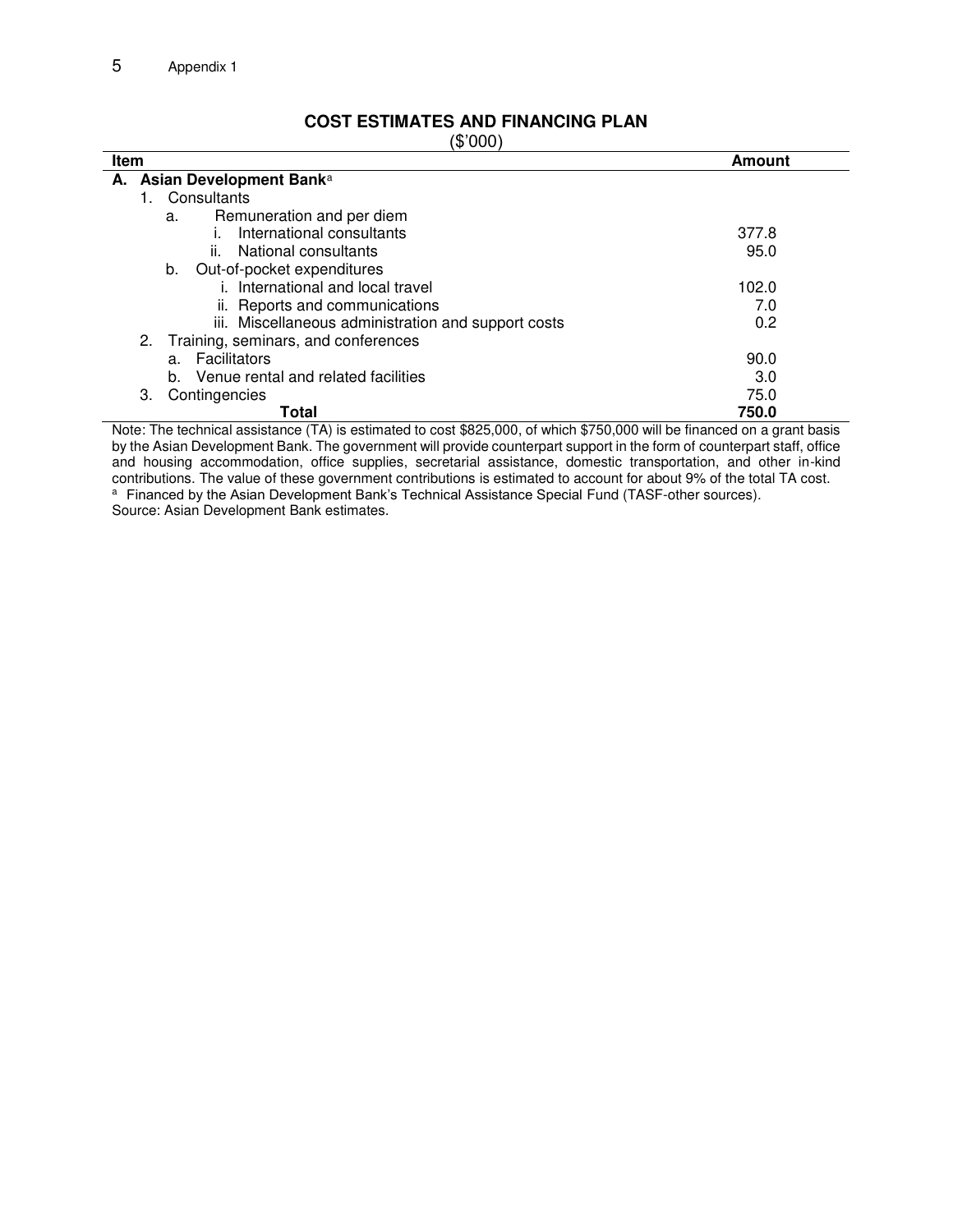## COST ESTIMATES AND FINANCING PLAN

($'000)

| Item | Amount |
|---|---|
| **A. Asian Development Bank**[a] | |
| 1. Consultants | |
| a. Remuneration and per diem | |
| i. International consultants | 377.8 |
| ii. National consultants | 95.0 |
| b. Out-of-pocket expenditures | |
| i. International and local travel | 102.0 |
| ii. Reports and communications | 7.0 |
| iii. Miscellaneous administration and support costs | 0.2 |
| 2. Training, seminars, and conferences | |
| a. Facilitators | 90.0 |
| b. Venue rental and related facilities | 3.0 |
| 3. Contingencies | 75.0 |
| **Total** | **750.0** |

Note: The technical assistance (TA) is estimated to cost $825,000, of which $750,000 will be financed on a grant basis by the Asian Development Bank. The government will provide counterpart support in the form of counterpart staff, office and housing accommodation, office supplies, secretarial assistance, domestic transportation, and other in-kind contributions. The value of these government contributions is estimated to account for about 9% of the total TA cost.

[a] Financed by the Asian Development Bank's Technical Assistance Special Fund (TASF-other sources).

Source: Asian Development Bank estimates.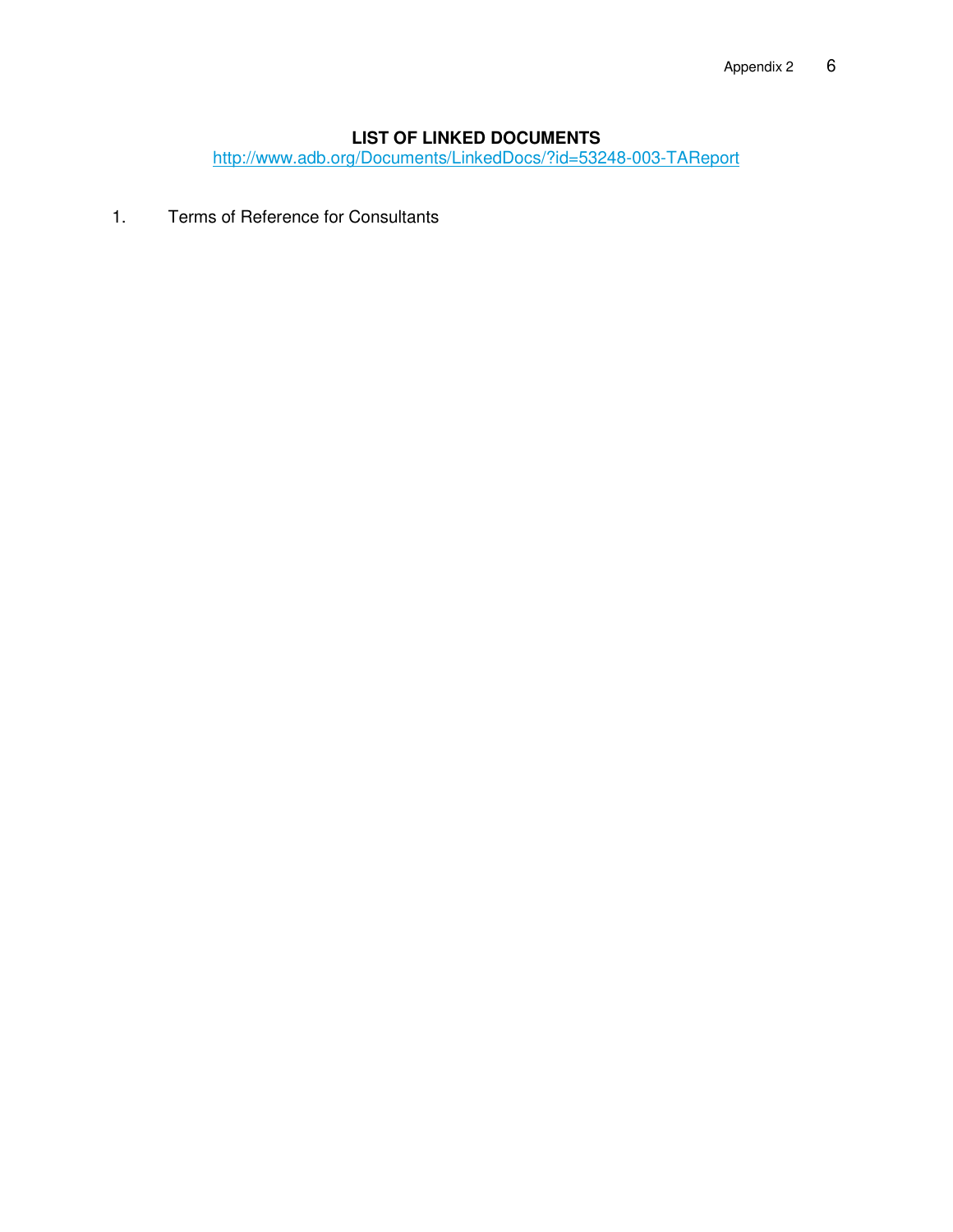# LIST OF LINKED DOCUMENTS

http://www.adb.org/Documents/LinkedDocs/?id=53248-003-TAReport

1. Terms of Reference for Consultants